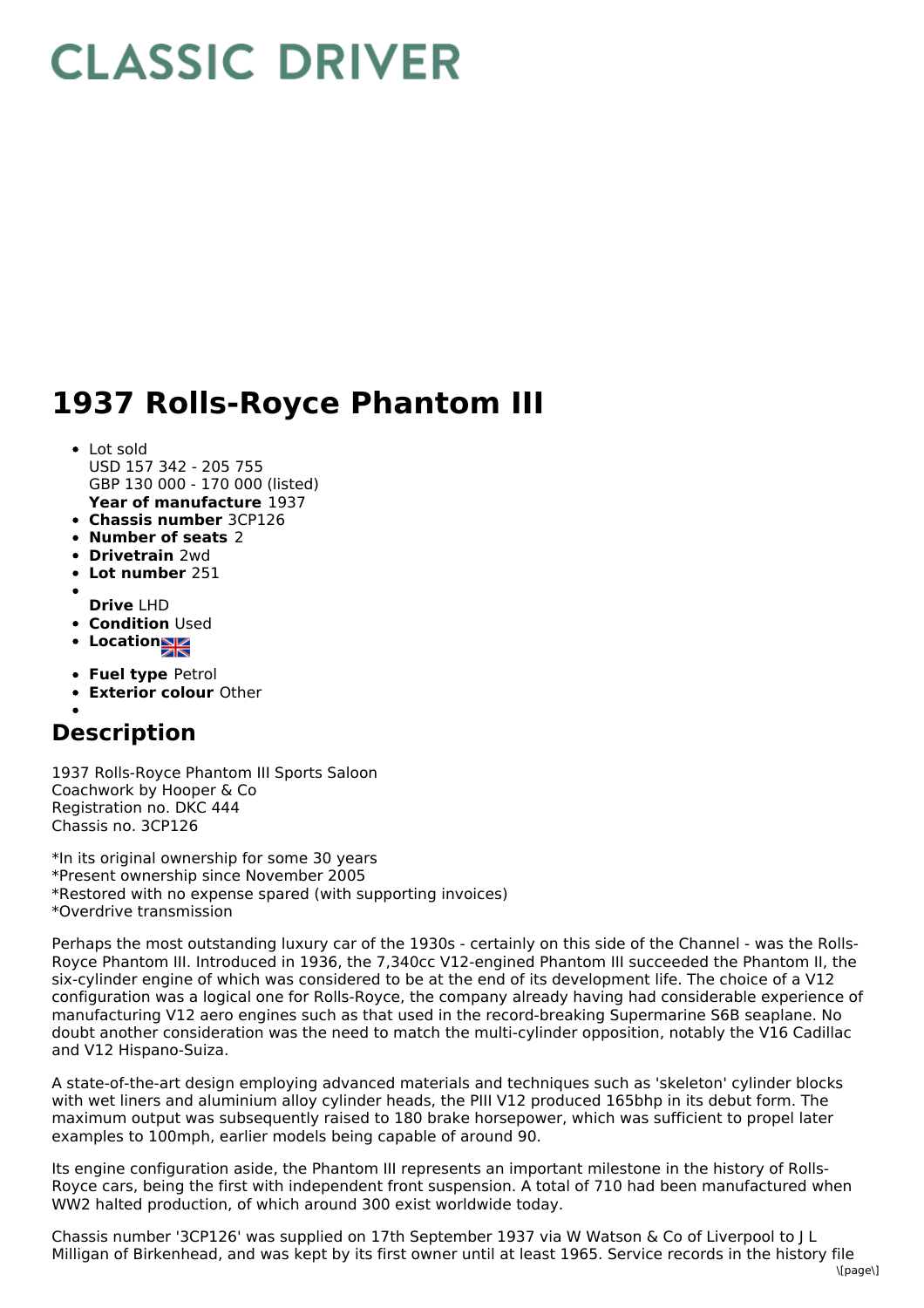# CLASSIC DRIVER

# 1937 Rolls-Royce Phantom III

- Lot sold
  USD 157 342 - 205 755
  GBP 130 000 - 170 000 (listed)
  **Year of manufacture** 1937
- **Chassis number** 3CP126
- **Number of seats** 2
- **Drivetrain** 2wd
- **Lot number** 251
- **Drive** LHD
- **Condition** Used
- **Location**
- **Fuel type** Petrol
- **Exterior colour** Other

## Description

1937 Rolls-Royce Phantom III Sports Saloon
Coachwork by Hooper & Co
Registration no. DKC 444
Chassis no. 3CP126

*In its original ownership for some 30 years
*Present ownership since November 2005
*Restored with no expense spared (with supporting invoices)
*Overdrive transmission

Perhaps the most outstanding luxury car of the 1930s - certainly on this side of the Channel - was the Rolls-Royce Phantom III. Introduced in 1936, the 7,340cc V12-engined Phantom III succeeded the Phantom II, the six-cylinder engine of which was considered to be at the end of its development life. The choice of a V12 configuration was a logical one for Rolls-Royce, the company already having had considerable experience of manufacturing V12 aero engines such as that used in the record-breaking Supermarine S6B seaplane. No doubt another consideration was the need to match the multi-cylinder opposition, notably the V16 Cadillac and V12 Hispano-Suiza.

A state-of-the-art design employing advanced materials and techniques such as 'skeleton' cylinder blocks with wet liners and aluminium alloy cylinder heads, the PIII V12 produced 165bhp in its debut form. The maximum output was subsequently raised to 180 brake horsepower, which was sufficient to propel later examples to 100mph, earlier models being capable of around 90.

Its engine configuration aside, the Phantom III represents an important milestone in the history of Rolls-Royce cars, being the first with independent front suspension. A total of 710 had been manufactured when WW2 halted production, of which around 300 exist worldwide today.

Chassis number '3CP126' was supplied on 17th September 1937 via W Watson & Co of Liverpool to J L Milligan of Birkenhead, and was kept by its first owner until at least 1965. Service records in the history file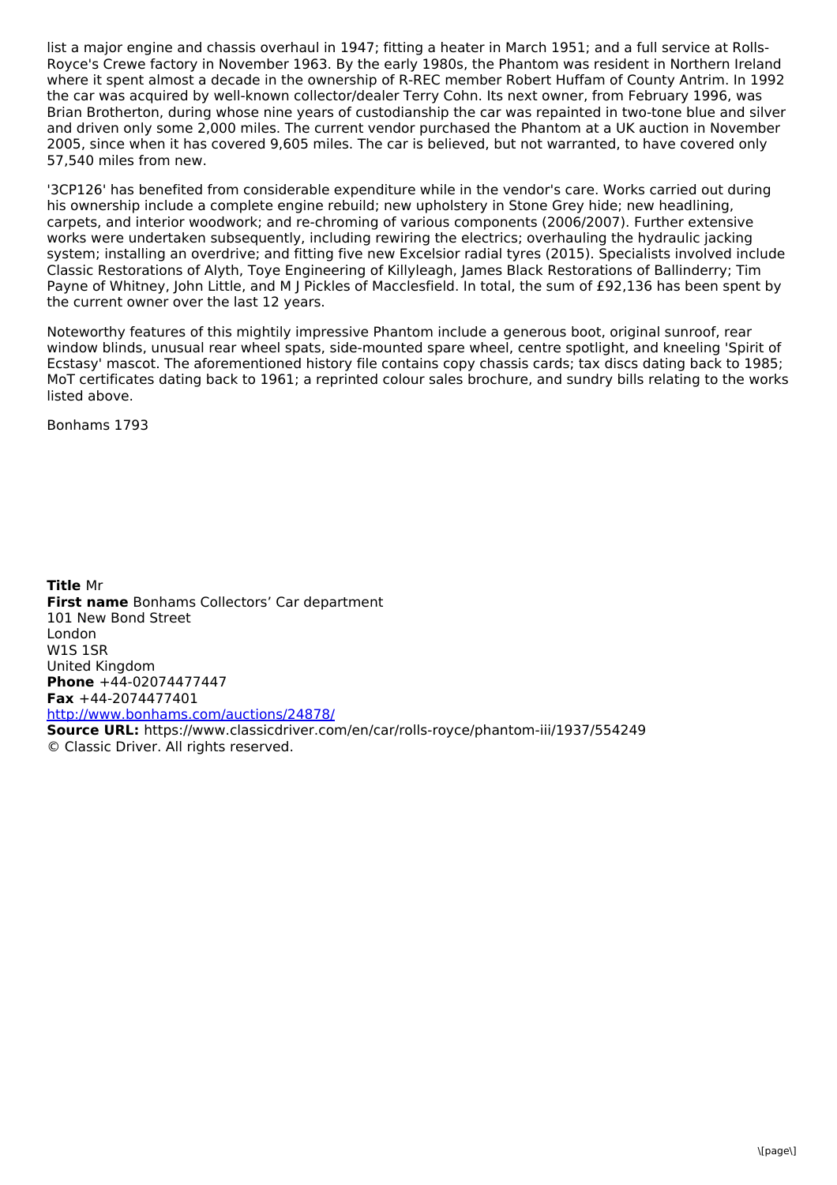list a major engine and chassis overhaul in 1947; fitting a heater in March 1951; and a full service at Rolls-Royce's Crewe factory in November 1963. By the early 1980s, the Phantom was resident in Northern Ireland where it spent almost a decade in the ownership of R-REC member Robert Huffam of County Antrim. In 1992 the car was acquired by well-known collector/dealer Terry Cohn. Its next owner, from February 1996, was Brian Brotherton, during whose nine years of custodianship the car was repainted in two-tone blue and silver and driven only some 2,000 miles. The current vendor purchased the Phantom at a UK auction in November 2005, since when it has covered 9,605 miles. The car is believed, but not warranted, to have covered only 57,540 miles from new.

'3CP126' has benefited from considerable expenditure while in the vendor's care. Works carried out during his ownership include a complete engine rebuild; new upholstery in Stone Grey hide; new headlining, carpets, and interior woodwork; and re-chroming of various components (2006/2007). Further extensive works were undertaken subsequently, including rewiring the electrics; overhauling the hydraulic jacking system; installing an overdrive; and fitting five new Excelsior radial tyres (2015). Specialists involved include Classic Restorations of Alyth, Toye Engineering of Killyleagh, James Black Restorations of Ballinderry; Tim Payne of Whitney, John Little, and M J Pickles of Macclesfield. In total, the sum of £92,136 has been spent by the current owner over the last 12 years.

Noteworthy features of this mightily impressive Phantom include a generous boot, original sunroof, rear window blinds, unusual rear wheel spats, side-mounted spare wheel, centre spotlight, and kneeling 'Spirit of Ecstasy' mascot. The aforementioned history file contains copy chassis cards; tax discs dating back to 1985; MoT certificates dating back to 1961; a reprinted colour sales brochure, and sundry bills relating to the works listed above.

Bonhams 1793

**Title** Mr
**First name** Bonhams Collectors' Car department
101 New Bond Street
London
W1S 1SR
United Kingdom
**Phone** +44-02074477447
**Fax** +44-2074477401
http://www.bonhams.com/auctions/24878/
**Source URL:** https://www.classicdriver.com/en/car/rolls-royce/phantom-iii/1937/554249
© Classic Driver. All rights reserved.